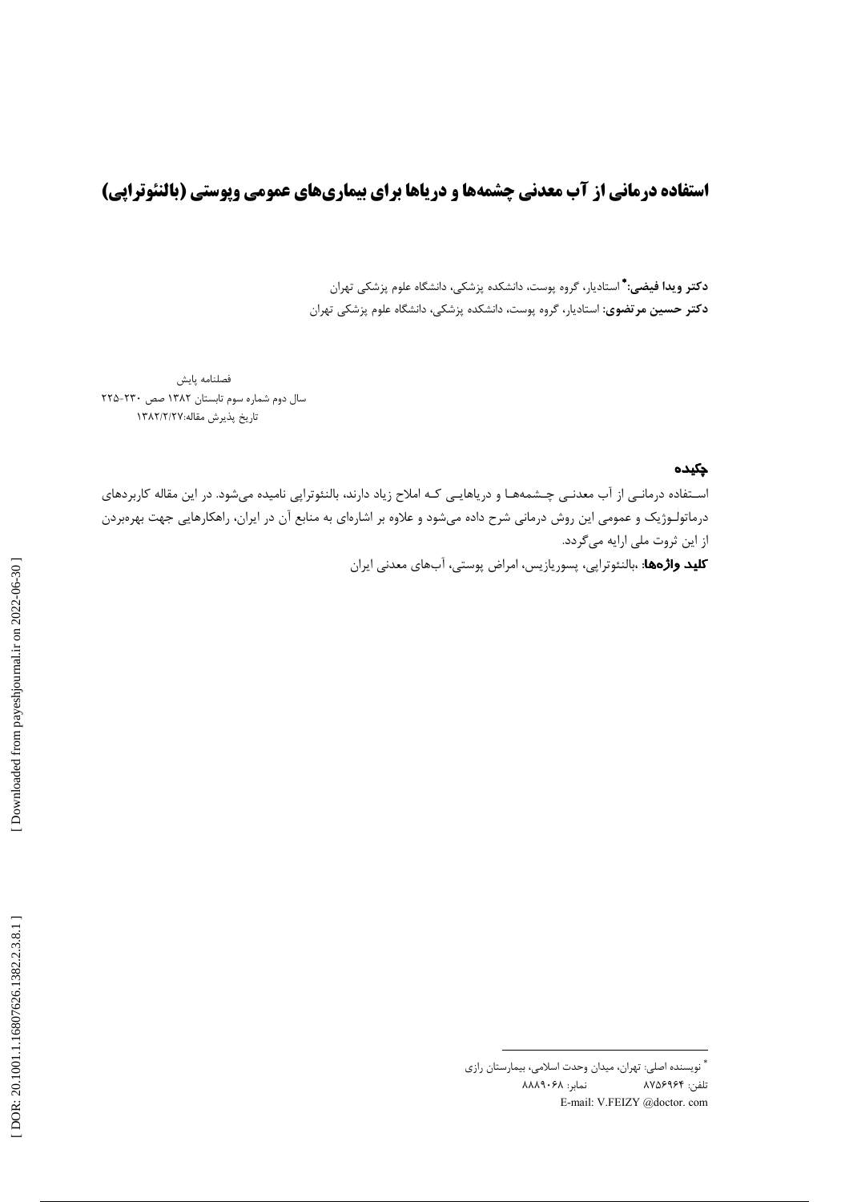# استفاده درمانی از آب معدنی چشمه‌ها و دریاها برای بیماری‌های عمومی وپوستی (بالنئوتراپی)

**دکتر ویدا فیضی:*** استادیار، گروه پوست، دانشکده پزشکی، دانشگاه علوم پزشکی تهران
**دکتر حسین مرتضوی:** استادیار، گروه پوست، دانشکده پزشکی، دانشگاه علوم پزشکی تهران

فصلنامه پایش
سال دوم شماره سوم تابستان ۱۳۸۲ صص ۲۳۰-۲۲۵
تاریخ پذیرش مقاله:۱۳۸۲/۲/۲۷

## چکیده

استفاده درمانی از آب معدنی چشمه‌ها و دریاهایی که املاح زیاد دارند، بالنئوتراپی نامیده می‌شود. در این مقاله کاربردهای درماتولوژیک و عمومی این روش درمانی شرح داده می‌شود و علاوه بر اشاره‌ای به منابع آن در ایران، راهکارهایی جهت بهره‌بردن از این ثروت ملی ارایه می‌گردد.

**کلید واژه‌ها**: ،بالنئوتراپی، پسوریازیس، امراض پوستی، آب‌های معدنی ایران

---

* نویسنده اصلی: تهران، میدان وحدت اسلامی، بیمارستان رازی
تلفن: ۸۷۵۶۹۶۴ &nbsp;&nbsp;&nbsp;&nbsp; نمابر: ۸۸۸۹۰۶۸
E-mail: V.FEIZY @doctor. com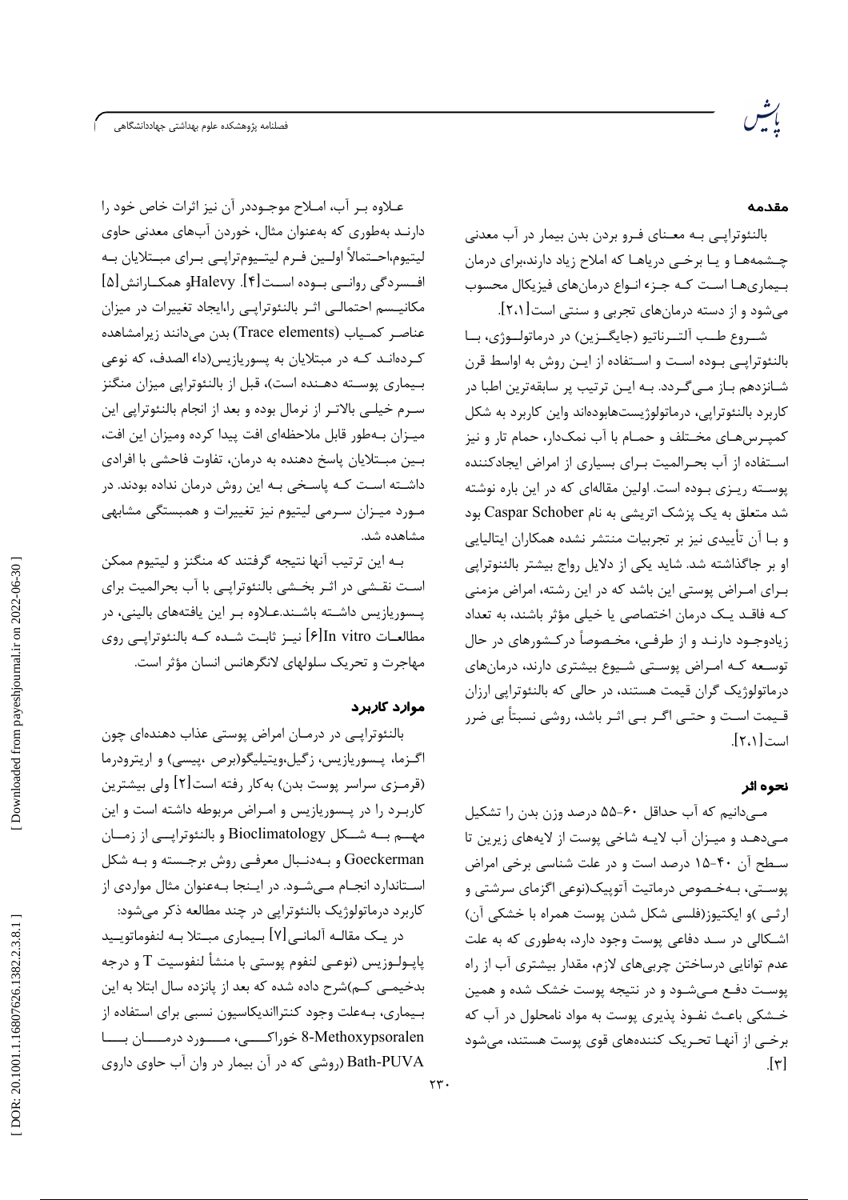## مقدمه

بالنئوتراپـی بـه معنـای فـرو بردن بدن بیمار در آب معدنی چـشمه‌ها و یـا برخـی دریاهـا که املاح زیاد دارند،برای درمان بـیماری‌هـا اسـت کـه جـزء انـواع درمان‌های فیزیکال محسوب می‌شود و از دسته درمان‌های تجربی و سنتی است[۲،۱].

شـروع طـب آلتـرناتیو (جایگـزین) در درماتولـوژی، بـا بالنئوتراپـی بـوده اسـت و اسـتفاده از ایـن روش به اواسط قرن شـانزدهم بـاز مـی‌گـردد. بـه ایـن ترتیب پر سابقه‌ترین اطبا در کاربرد بالنئوتراپی، درماتولوژیست‌هابوده‌اند واین کاربرد به شکل کمپـرس‌هـای مخـتلف و حمـام با آب نمک‌دار، حمام تار و نیز اسـتفاده از آب بحـرالمیت بـرای بسیاری از امراض ایجادکننده پوسـته ریـزی بـوده است. اولین مقاله‌ای که در این باره نوشته شد متعلق به یک پزشک اتریشی به نام Caspar Schober بود و بـا آن تأییدی نیز بر تجربیات منتشر نشده همکاران ایتالیایی او بر جاگذاشته شد. شاید یکی از دلایل رواج بیشتر بالنئوتراپی بـرای امـراض پوستی این باشد که در این رشته، امراض مزمنی کـه فاقـد یـک درمان اختصاصی یا خیلی مؤثر باشند، به تعداد زیادوجـود دارنـد و از طرفـی، مخـصوصاً درکـشورهای در حال توسـعه کـه امـراض پوسـتی شـیوع بیشتری دارند، درمان‌های درماتولوژیک گران قیمت هستند، در حالی که بالنئوتراپی ارزان قـیمت اسـت و حتـی اگـر بـی اثـر باشد، روشی نسبتاً بی ضرر است[۲،۱].

## نحوه اثر

مـی‌دانیم که آب حداقل ۶۰-۵۵ درصد وزن بدن را تشکیل مـی‌دهـد و میـزان آب لایـه شاخی پوست از لایه‌های زیرین تا سـطح آن ۴۰-۱۵ درصد است و در علت شناسی برخی امراض پوسـتی، بـه‌خـصوص درماتیت آتوپیک(نوعی اگزمای سرشتی و ارثـی )و ایکتیوز(فلسی شکل شدن پوست همراه با خشکی آن) اشـکالی در سـد دفاعی پوست وجود دارد، به‌طوری که به علت عدم توانایی درساختن چربی‌های لازم، مقدار بیشتری آب از راه پوسـت دفـع مـی‌شـود و در نتیجه پوست خشک شده و همین خـشکی باعـث نفـوذ پذیری پوست به مواد نامحلول در آب که برخـی از آنهـا تحـریک کننده‌های قوی پوست هستند، می‌شود [۳].

عـلاوه بـر آب، امـلاح موجـوددر آن نیز اثرات خاص خود را دارنـد به‌طوری که به‌عنوان مثال، خوردن آب‌های معدنی حاوی لیتیوم،احـتمالاً اولـین فـرم لیتـیوم‌تراپـی بـرای مبـتلایان بـه افـسردگی روانـی بـوده اسـت[۴]. Halevyو همکـارانش[۵] مکانیـسم احتمالـی اثـر بالنئوتراپـی را،ایجاد تغییرات در میزان عناصـر کمـیاب (Trace elements) بدن می‌دانند زیرامشاهده کـرده‌انـد کـه در مبـتلایان به پسوریازیس(داء الصدف، که نوعی بـیماری پوسـته دهـنده است)، قبل از بالنئوتراپی میزان منگنز سـرم خیلـی بالاتـر از نرمال بوده و بعد از انجام بالنئوتراپی این میـزان بـه‌طور قابل ملاحظه‌ای افت پیدا کرده ومیزان این افت، بـین مبـتلایان پاسخ دهنده به درمان، تفاوت فاحشی با افرادی داشـته اسـت کـه پاسـخی بـه این روش درمان نداده بودند. در مـورد میـزان سـرمی لیتیوم نیز تغییرات و همبستگی مشابهی مشاهده شد.

بـه این ترتیب آنها نتیجه گرفتند که منگنز و لیتیوم ممکن اسـت نقـشی در اثـر بخـشی بالنئوتراپـی با آب بحرالمیت برای پسوریازیس داشـته باشـند.عـلاوه بـر این یافته‌های بالینی، در مطالعـات In vitro[۶] نیـز ثابـت شـده کـه بالنئوتراپـی روی مهاجرت و تحریک سلولهای لانگرهانس انسان مؤثر است.

## موارد کاربرد

بالنئوتراپـی در درمـان امراض پوستی عذاب دهنده‌ای چون اگـزما، پـسوریازیس، زگیل،ویتیلیگو(برص ،پیسی) و اریترودرما (قرمـزی سراسر پوست بدن) به‌کار رفته است[۲] ولی بیشترین کاربـرد را در پـسوریازیس و امـراض مربوطه داشته است و این مهـم بـه شـکل Bioclimatology و بالنئوتراپـی از زمـان Goeckerman و بـه‌دنـبال معرفـی روش برجـسته و بـه شکل اسـتاندارد انجـام مـی‌شـود. در اینـجا بـه‌عنوان مثال مواردی از کاربرد درماتولوژیک بالنئوتراپی در چند مطالعه ذکر می‌شود:

در یـک مقالـه آلمانـی[۷] بـیماری مبـتلا بـه لنفوماتویـید پاپـولـوزیس (نوعـی لنفوم پوستی با منشأ لنفوسیت T و درجه بدخیمـی کـم)شرح داده شده که بعد از پانزده سال ابتلا به این بـیماری، بـه‌علت وجود کنترااندیکاسیون نسبی برای استفاده از 8-Methoxypsoralen خوراکـــی، مـــورد درمـــان بـــا Bath-PUVA (روشی که در آن بیمار در وان آب حاوی داروی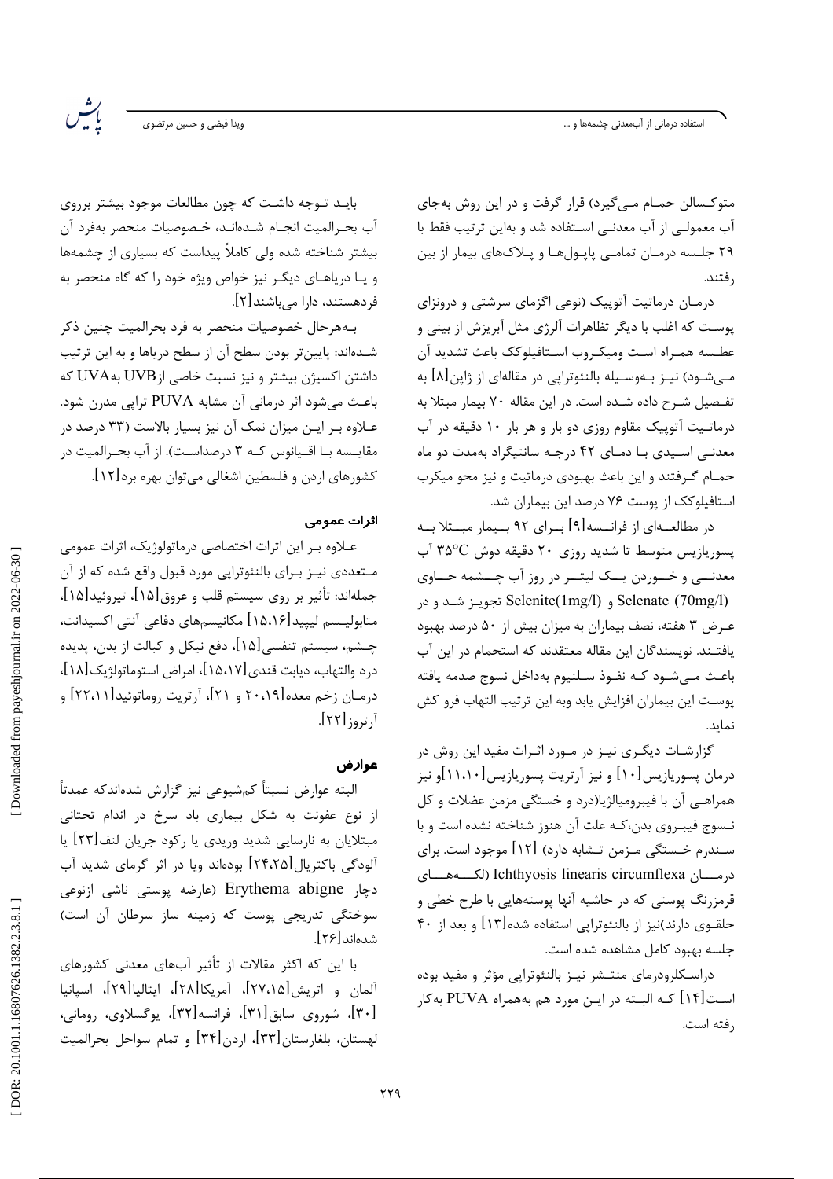متوکسالن حمـام مـی‌گیرد) قرار گرفت و در این روش به‌جای آب معمولـی از آب معدنـی اسـتفاده شد و به‌این ترتیب فقط با ۲۹ جلسه درمـان تمامـی پاپـول‌هـا و پـلاک‌های بیمار از بین رفتند.

درمـان درماتیت آتوپیک (نوعی اگزمای سرشتی و درونزای پوسـت که اغلب با دیگر تظاهرات آلرژی مثل آبریزش از بینی و عطسه همـراه است ومیکـروب اسـتافیلوکک باعث تشدید آن مـی‌شـود) نیـز بـه‌وسـیله بالنئوتراپی در مقاله‌ای از ژاپن[۸] به تفـصیل شـرح داده شـده است. در این مقاله ۷۰ بیمار مبتلا به درماتـیت آتوپیک مقاوم روزی دو بار و هر بار ۱۰ دقیقه در آب معدنـی اسـیدی بـا دمـای ۴۲ درجـه سانتیگراد به‌مدت دو ماه حمـام گـرفتند و این باعث بهبودی درماتیت و نیز محو میکرب استافیلوکک از پوست ۷۶ درصد این بیماران شد.

در مطالعـه‌ای از فرانـسه[۹] بـرای ۹۲ بـیمار مبـتلا بـه پسوریازیس متوسط تا شدید روزی ۲۰ دقیقه دوش ۳۵°C آب معدنـی و خـوردن یـک لیتـر در روز آب چـشمه حـاوی Selenate (70mg/l) و Selenite(1mg/l) تجویـز شـد و در عـرض ۳ هفته، نصف بیماران به میزان بیش از ۵۰ درصد بهبود یافتـند. نویسندگان این مقاله معتقدند که استحمام در این آب باعـث مـی‌شـود کـه نفـوذ سـلنیوم به‌داخل نسوج صدمه یافته پوسـت این بیماران افزایش یابد وبه این ترتیب التهاب فرو کش نماید.

گزارشـات دیگـری نیـز در مـورد اثـرات مفید این روش در درمان پسوریازیس[۱۰] و نیز آرتریت پسوریازیس[۱۰،۱۱]و نیز همراهـی آن با فیبرومیالژیا(درد و خستگی مزمن عضلات و کل نـسوج فیبـروی بدن،کـه علت آن هنوز شناخته نشده است و با سـندرم خـستگی مـزمن تـشابه دارد) [۱۲] موجود است. برای درمـان Ichthyosis linearis circumflexa (لکـه‌هـای قرمزرنگ پوستی که در حاشیه آنها پوسته‌هایی با طرح خطی و حلقـوی دارند)نیز از بالنئوتراپی استفاده شده[۱۳] و بعد از ۴۰ جلسه بهبود کامل مشاهده شده است.

دراسـکلرودرمای منتـشر نیـز بالنئوتراپی مؤثر و مفید بوده اسـت[۱۴] کـه البـته در ایـن مورد هم به‌همراه PUVA به‌کار رفته است.

بایـد تـوجه داشـت که چون مطالعات موجود بیشتر برروی آب بحـرالمیت انجـام شـده‌انـد، خـصوصیات منحصر به‌فرد آن بیشتر شناخته شده ولی کاملاً پیداست که بسیاری از چشمه‌ها و یـا دریاهـای دیگـر نیز خواص ویژه خود را که گاه منحصر به فردهستند، دارا می‌باشند[۲].

بـه‌هرحال خصوصیات منحصر به فرد بحرالمیت چنین ذکر شـده‌اند: پایین‌تر بودن سطح آن از سطح دریاها و به این ترتیب داشتن اکسیژن بیشتر و نیز نسبت خاصی ازUVB بهUVA که باعـث می‌شود اثر درمانی آن مشابه PUVA تراپی مدرن شود. عـلاوه بـر ایـن میزان نمک آن نیز بسیار بالاست (۳۳ درصد در مقایـسه بـا اقـیانوس کـه ۳ درصداسـت). از آب بحـرالمیت در کشورهای اردن و فلسطین اشغالی می‌توان بهره برد[۱۲].

### اثرات عمومی

عـلاوه بـر این اثرات اختصاصی درماتولوژیک، اثرات عمومی مـتعددی نیـز بـرای بالنئوتراپی مورد قبول واقع شده که از آن جمله‌اند: تأثیر بر روی سیستم قلب و عروق[۱۵]، تیروئید[۱۵]، متابولیـسم لیپید[۱۵،۱۶] مکانیسم‌های دفاعی آنتی اکسیدانت، چـشم، سیستم تنفسی[۱۵]، دفع نیکل و کبالت از بدن، پدیده درد والتهاب، دیابت قندی[۱۵،۱۷]، امراض استوماتولوژیک[۱۸]، درمـان زخم معده[۱۹،۲۰ و ۲۱]، آرتریت روماتوئید[۲۲،۱۱] و آرتروز[۲۲].

### عوارض

البته عوارض نسبتاً کم‌شیوعی نیز گزارش شده‌اندکه عمدتاً از نوع عفونت به شکل بیماری باد سرخ در اندام تحتانی مبتلایان به نارسایی شدید وریدی یا رکود جریان لنف[۲۳] یا آلودگی باکتریال[۲۴،۲۵] بوده‌اند ویا در اثر گرمای شدید آب دچار Erythema abigne (عارضه پوستی ناشی ازنوعی سوختگی تدریجی پوست که زمینه ساز سرطان آن است) شده‌اند[۲۶].

با این که اکثر مقالات از تأثیر آب‌های معدنی کشورهای آلمان و اتریش[۱۵،۲۷]، آمریکا[۲۸]، ایتالیا[۲۹]، اسپانیا [۳۰]، شوروی سابق[۳۱]، فرانسه[۳۲]، یوگسلاوی، رومانی، لهستان، بلغارستان[۳۳]، اردن[۳۴] و تمام سواحل بحرالمیت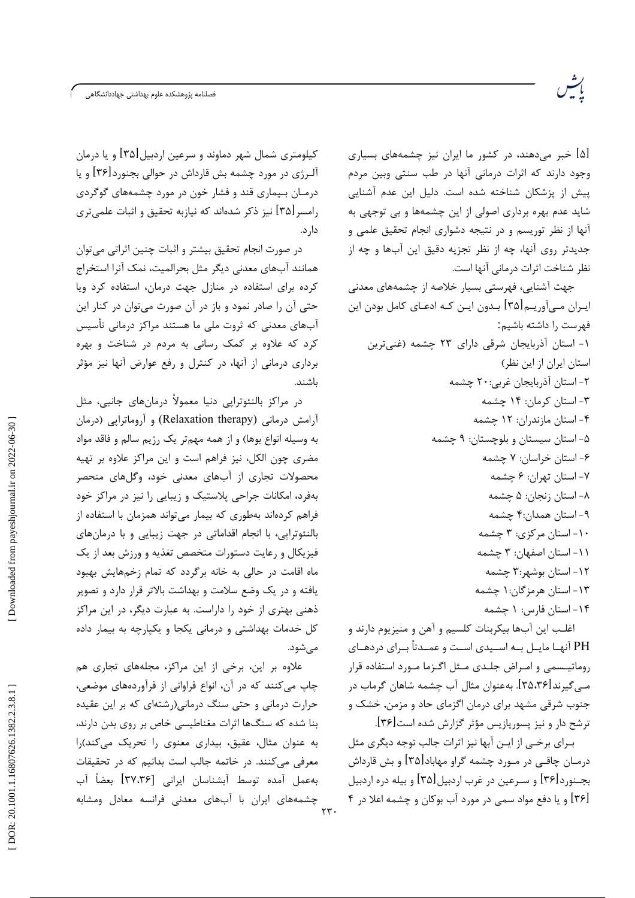[۵] خبر می‌دهند، در کشور ما ایران نیز چشمه‌های بسیاری وجود دارند که اثرات درمانی آنها در طب سنتی وبین مردم پیش از پزشکان شناخته شده است. دلیل این عدم آشنایی شاید عدم بهره برداری اصولی از این چشمه‌ها و بی توجهی به آنها از نظر توریسم و در نتیجه دشواری انجام تحقیق علمی و جدیدتر روی آنها، چه از نظر تجزیه دقیق این آبها و چه از نظر شناخت اثرات درمانی آنها است.

جهت آشنایی، فهرستی بسیار خلاصه از چشمه‌های معدنی ایران می‌آوریم[۳۵] بدون این که ادعای کامل بودن این فهرست را داشته باشیم:

۱- استان آذربایجان شرقی دارای ۲۳ چشمه (غنی‌ترین استان ایران از این نظر)
۲- استان آذربایجان غربی: ۲۰ چشمه
۳- استان کرمان: ۱۴ چشمه
۴- استان مازندران: ۱۲ چشمه
۵- استان سیستان و بلوچستان: ۹ چشمه
۶- استان خراسان: ۷ چشمه
۷- استان تهران: ۶ چشمه
۸- استان زنجان: ۵ چشمه
۹- استان همدان: ۴ چشمه
۱۰- استان مرکزی: ۳ چشمه
۱۱- استان اصفهان: ۳ چشمه
۱۲- استان بوشهر: ۳ چشمه
۱۳- استان هرمزگان: ۱ چشمه
۱۴- استان فارس: ۱ چشمه

اغلب این آبها بیکربنات کلسیم و آهن و منیزیوم دارند و PH آنها مایل به اسیدی است و عمدتاً برای دردهای روماتیسمی و امراض جلدی مثل اگزما مورد استفاده قرار می‌گیرند[۳۵،۳۶]. به‌عنوان مثال آب چشمه شاهان گرماب در جنوب شرقی مشهد برای درمان اگزمای حاد و مزمن، خشک و ترشح دار و نیز پسوریازیس مؤثر گزارش شده است[۳۶].

برای برخی از این آبها نیز اثرات جالب توجه دیگری مثل درمان چاقی در مورد چشمه گراو مهاباد[۳۵] و بش قارداش بجنورد[۳۶] و سرعین در غرب اردبیل[۳۵] و بیله دره اردبیل [۳۶] و یا دفع مواد سمی در مورد آب بوکان و چشمه اعلا در ۴ کیلومتری شمال شهر دماوند و سرعین اردبیل[۳۵] و یا درمان آلرژی در مورد چشمه بش قارداش در حوالی بجنورد[۳۶] و یا درمان بیماری قند و فشار خون در مورد چشمه‌های گوگردی رامسر[۳۵] نیز ذکر شده‌اند که نیازبه تحقیق و اثبات علمی‌تری دارد.

در صورت انجام تحقیق بیشتر و اثبات چنین اثراتی می‌توان همانند آبهای معدنی دیگر مثل بحرالمیت، نمک آنرا استخراج کرده برای استفاده در منازل جهت درمان، استفاده کرد ویا حتی آن را صادر نمود و باز در آن صورت می‌توان در کنار این آبهای معدنی که ثروت ملی ما هستند مراکز درمانی تأسیس کرد که علاوه بر کمک رسانی به مردم در شناخت و بهره برداری درمانی از آنها، در کنترل و رفع عوارض آنها نیز مؤثر باشند.

در مراکز بالنئوتراپی دنیا معمولاً درمان‌های جانبی، مثل آرامش درمانی (Relaxation therapy) و آروماتراپی (درمان به وسیله انواع بوها) و از همه مهم‌تر یک رژیم سالم و فاقد مواد مضری چون الکل، نیز فراهم است و این مراکز علاوه بر تهیه محصولات تجاری از آبهای معدنی خود، وگل‌های منحصر به‌فرد، امکانات جراحی پلاستیک و زیبایی را نیز در مراکز خود فراهم کرده‌اند به‌طوری که بیمار می‌تواند همزمان با استفاده از بالنئوتراپی، با انجام اقداماتی در جهت زیبایی و با درمان‌های فیزیکال و رعایت دستورات متخصص تغذیه و ورزش بعد از یک ماه اقامت در حالی به خانه برگردد که تمام زخم‌هایش بهبود یافته و در یک وضع سلامت و بهداشت بالاتر قرار دارد و تصویر ذهنی بهتری از خود را داراست. به عبارت دیگر، در این مراکز کل خدمات بهداشتی و درمانی یکجا و یکپارچه به بیمار داده می‌شود.

علاوه بر این، برخی از این مراکز، مجله‌های تجاری هم چاپ می‌کنند که در آن، انواع فراوانی از فرآورده‌های موضعی، حرارت درمانی و حتی سنگ درمانی(رشته‌ای که بر این عقیده بنا شده که سنگ‌ها اثرات مغناطیسی خاص بر روی بدن دارند، به عنوان مثال، عقیق، بیداری معنوی را تحریک می‌کند)را معرفی می‌کنند. در خاتمه جالب است بدانیم که در تحقیقات به‌عمل آمده توسط آبشناسان ایرانی [۳۷،۳۶] بعضاً آب چشمه‌های ایران با آبهای معدنی فرانسه معادل ومشابه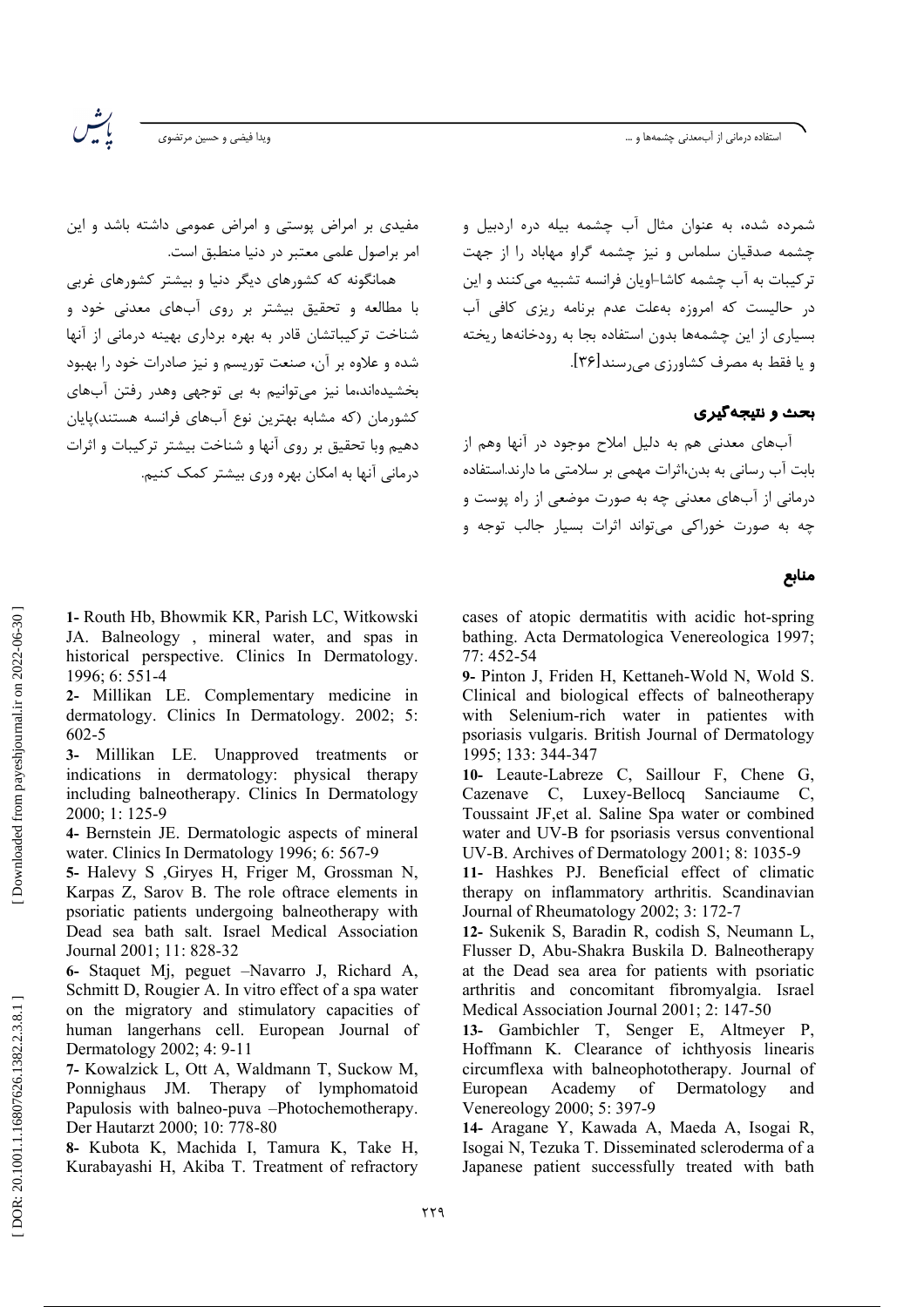شمرده شده، به عنوان مثال آب چشمه بیله دره اردبیل و چشمه صدقیان سلماس و نیز چشمه گراو مهاباد را از جهت ترکیبات به آب چشمه کاشا-اویان فرانسه تشبیه می‌کنند و این در حالیست که امروزه به‌علت عدم برنامه ریزی کافی آب بسیاری از این چشمه‌ها بدون استفاده بجا به رودخانه‌ها ریخته و یا فقط به مصرف کشاورزی می‌رسند[۳۶].

## بحث و نتیجه‌گیری

آب‌های معدنی هم به دلیل املاح موجود در آنها وهم از بابت آب رسانی به بدن،اثرات مهمی بر سلامتی ما دارند.استفاده درمانی از آب‌های معدنی چه به صورت موضعی از راه پوست و چه به صورت خوراکی می‌تواند اثرات بسیار جالب توجه و مفیدی بر امراض پوستی و امراض عمومی داشته باشد و این امر براصول علمی معتبر در دنیا منطبق است.

همانگونه که کشورهای دیگر دنیا و بیشتر کشورهای غربی با مطالعه و تحقیق بیشتر بر روی آب‌های معدنی خود و شناخت ترکیباتشان قادر به بهره برداری بهینه درمانی از آنها شده و علاوه بر آن، صنعت توریسم و نیز صادرات خود را بهبود بخشیده‌اند،ما نیز می‌توانیم به بی توجهی وهدر رفتن آب‌های کشورمان (که مشابه بهترین نوع آب‌های فرانسه هستند)پایان دهیم وبا تحقیق بر روی آنها و شناخت بیشتر ترکیبات و اثرات درمانی آنها به امکان بهره وری بیشتر کمک کنیم.

## منابع

1- Routh Hb, Bhowmik KR, Parish LC, Witkowski JA. Balneology , mineral water, and spas in historical perspective. Clinics In Dermatology. 1996; 6: 551-4

2- Millikan LE. Complementary medicine in dermatology. Clinics In Dermatology. 2002; 5: 602-5

3- Millikan LE. Unapproved treatments or indications in dermatology: physical therapy including balneotherapy. Clinics In Dermatology 2000; 1: 125-9

4- Bernstein JE. Dermatologic aspects of mineral water. Clinics In Dermatology 1996; 6: 567-9

5- Halevy S ,Giryes H, Friger M, Grossman N, Karpas Z, Sarov B. The role oftrace elements in psoriatic patients undergoing balneotherapy with Dead sea bath salt. Israel Medical Association Journal 2001; 11: 828-32

6- Staquet Mj, peguet –Navarro J, Richard A, Schmitt D, Rougier A. In vitro effect of a spa water on the migratory and stimulatory capacities of human langerhans cell. European Journal of Dermatology 2002; 4: 9-11

7- Kowalzick L, Ott A, Waldmann T, Suckow M, Ponnighaus JM. Therapy of lymphomatoid Papulosis with balneo-puva –Photochemotherapy. Der Hautarzt 2000; 10: 778-80

8- Kubota K, Machida I, Tamura K, Take H, Kurabayashi H, Akiba T. Treatment of refractory cases of atopic dermatitis with acidic hot-spring bathing. Acta Dermatologica Venereologica 1997; 77: 452-54

9- Pinton J, Friden H, Kettaneh-Wold N, Wold S. Clinical and biological effects of balneotherapy with Selenium-rich water in patientes with psoriasis vulgaris. British Journal of Dermatology 1995; 133: 344-347

10- Leaute-Labreze C, Saillour F, Chene G, Cazenave C, Luxey-Bellocq Sanciaume C, Toussaint JF,et al. Saline Spa water or combined water and UV-B for psoriasis versus conventional UV-B. Archives of Dermatology 2001; 8: 1035-9

11- Hashkes PJ. Beneficial effect of climatic therapy on inflammatory arthritis. Scandinavian Journal of Rheumatology 2002; 3: 172-7

12- Sukenik S, Baradin R, codish S, Neumann L, Flusser D, Abu-Shakra Buskila D. Balneotherapy at the Dead sea area for patients with psoriatic arthritis and concomitant fibromyalgia. Israel Medical Association Journal 2001; 2: 147-50

13- Gambichler T, Senger E, Altmeyer P, Hoffmann K. Clearance of ichthyosis linearis circumflexa with balneophototherapy. Journal of European Academy of Dermatology and Venereology 2000; 5: 397-9

14- Aragane Y, Kawada A, Maeda A, Isogai R, Isogai N, Tezuka T. Disseminated scleroderma of a Japanese patient successfully treated with bath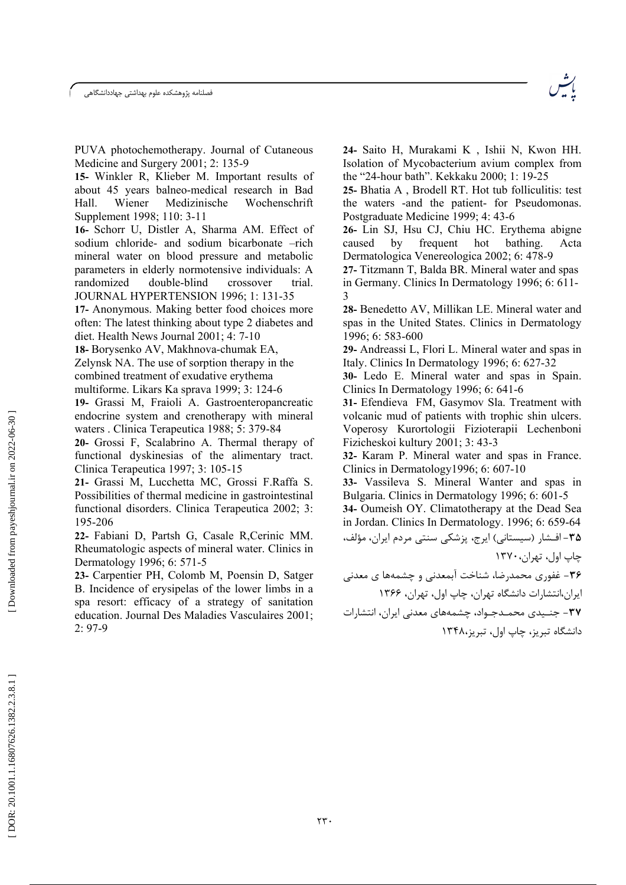PUVA photochemotherapy. Journal of Cutaneous Medicine and Surgery 2001; 2: 135-9

**15-** Winkler R, Klieber M. Important results of about 45 years balneo-medical research in Bad Hall. Wiener Medizinische Wochenschrift Supplement 1998; 110: 3-11

**16-** Schorr U, Distler A, Sharma AM. Effect of sodium chloride- and sodium bicarbonate –rich mineral water on blood pressure and metabolic parameters in elderly normotensive individuals: A randomized double-blind crossover trial. JOURNAL HYPERTENSION 1996; 1: 131-35

**17-** Anonymous. Making better food choices more often: The latest thinking about type 2 diabetes and diet. Health News Journal 2001; 4: 7-10

**18-** Borysenko AV, Makhnova-chumak EA, Zelynsk NA. The use of sorption therapy in the combined treatment of exudative erythema multiforme. Likars Ka sprava 1999; 3: 124-6

**19-** Grassi M, Fraioli A. Gastroenteropancreatic endocrine system and crenotherapy with mineral waters . Clinica Terapeutica 1988; 5: 379-84

**20-** Grossi F, Scalabrino A. Thermal therapy of functional dyskinesias of the alimentary tract. Clinica Terapeutica 1997; 3: 105-15

**21-** Grassi M, Lucchetta MC, Grossi F.Raffa S. Possibilities of thermal medicine in gastrointestinal functional disorders. Clinica Terapeutica 2002; 3: 195-206

**22-** Fabiani D, Partsh G, Casale R,Cerinic MM. Rheumatologic aspects of mineral water. Clinics in Dermatology 1996; 6: 571-5

**23-** Carpentier PH, Colomb M, Poensin D, Satger B. Incidence of erysipelas of the lower limbs in a spa resort: efficacy of a strategy of sanitation education. Journal Des Maladies Vasculaires 2001; 2: 97-9

**24-** Saito H, Murakami K , Ishii N, Kwon HH. Isolation of Mycobacterium avium complex from the "24-hour bath". Kekkaku 2000; 1: 19-25

**25-** Bhatia A , Brodell RT. Hot tub folliculitis: test the waters -and the patient- for Pseudomonas. Postgraduate Medicine 1999; 4: 43-6

**26-** Lin SJ, Hsu CJ, Chiu HC. Erythema abigne caused by frequent hot bathing. Acta Dermatologica Venereologica 2002; 6: 478-9

**27-** Titzmann T, Balda BR. Mineral water and spas in Germany. Clinics In Dermatology 1996; 6: 611-3

**28-** Benedetto AV, Millikan LE. Mineral water and spas in the United States. Clinics in Dermatology 1996; 6: 583-600

**29-** Andreassi L, Flori L. Mineral water and spas in Italy. Clinics In Dermatology 1996; 6: 627-32

**30-** Ledo E. Mineral water and spas in Spain. Clinics In Dermatology 1996; 6: 641-6

**31-** Efendieva FM, Gasymov Sla. Treatment with volcanic mud of patients with trophic shin ulcers. Voperosy Kurortologii Fizioterapii Lechenboni Fizicheskoi kultury 2001; 3: 43-3

**32-** Karam P. Mineral water and spas in France. Clinics in Dermatology1996; 6: 607-10

**33-** Vassileva S. Mineral Wanter and spas in Bulgaria. Clinics in Dermatology 1996; 6: 601-5

**34-** Oumeish OY. Climatotherapy at the Dead Sea in Jordan. Clinics In Dermatology. 1996; 6: 659-64

**۳۵**- افـشار (سیستانی) ایرج، پزشکی سنتی مردم ایران، مؤلف، چاپ اول، تهران،۱۳۷۰

**۳۶**- غفوری محمدرضا، شناخت آبمعدنی و چشمه‌ها ی معدنی ایران،انتشارات دانشگاه تهران، چاپ اول، تهران، ۱۳۶۶

**۳۷**- جنـیدی محمـدجـواد، چشمه‌های معدنی ایران، انتشارات دانشگاه تبریز، چاپ اول، تبریز،۱۳۴۸